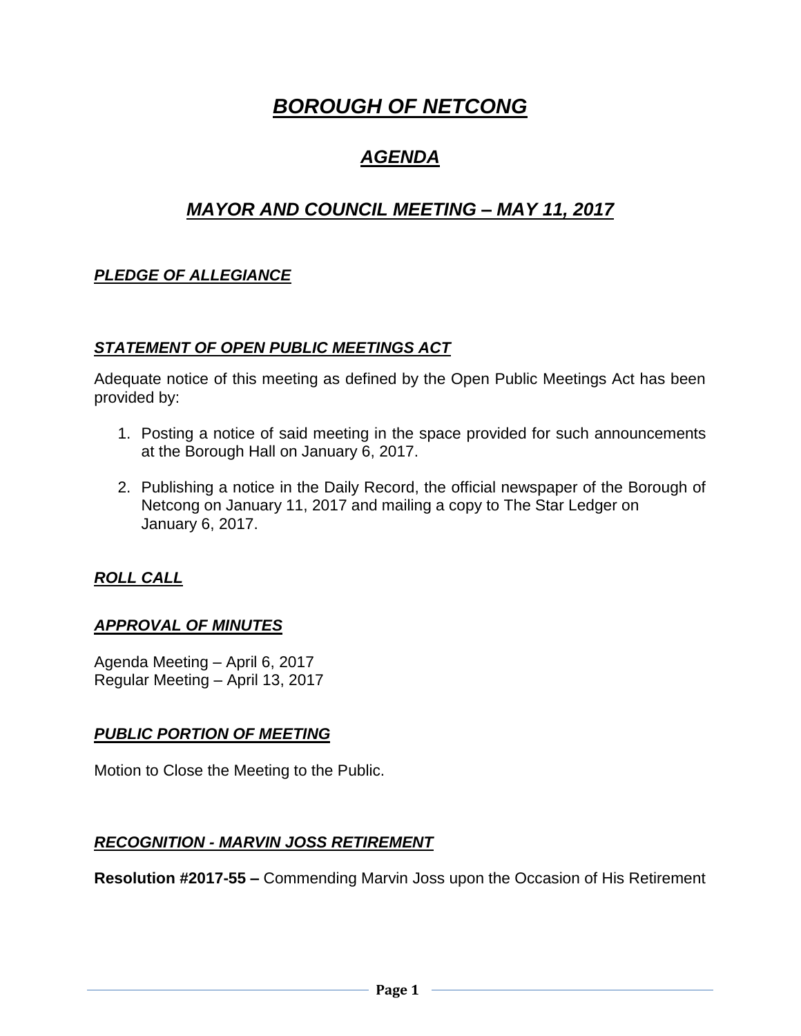# ***BOROUGH OF NETCONG***

## ***AGENDA***

## ***MAYOR AND COUNCIL MEETING – MAY 11, 2017***

### ***PLEDGE OF ALLEGIANCE***

### ***STATEMENT OF OPEN PUBLIC MEETINGS ACT***

Adequate notice of this meeting as defined by the Open Public Meetings Act has been provided by:

1. Posting a notice of said meeting in the space provided for such announcements at the Borough Hall on January 6, 2017.

2. Publishing a notice in the Daily Record, the official newspaper of the Borough of Netcong on January 11, 2017 and mailing a copy to The Star Ledger on January 6, 2017.

### ***ROLL CALL***

### ***APPROVAL OF MINUTES***

Agenda Meeting – April 6, 2017
Regular Meeting – April 13, 2017

### ***PUBLIC PORTION OF MEETING***

Motion to Close the Meeting to the Public.

### ***RECOGNITION - MARVIN JOSS RETIREMENT***

**Resolution #2017-55 –** Commending Marvin Joss upon the Occasion of His Retirement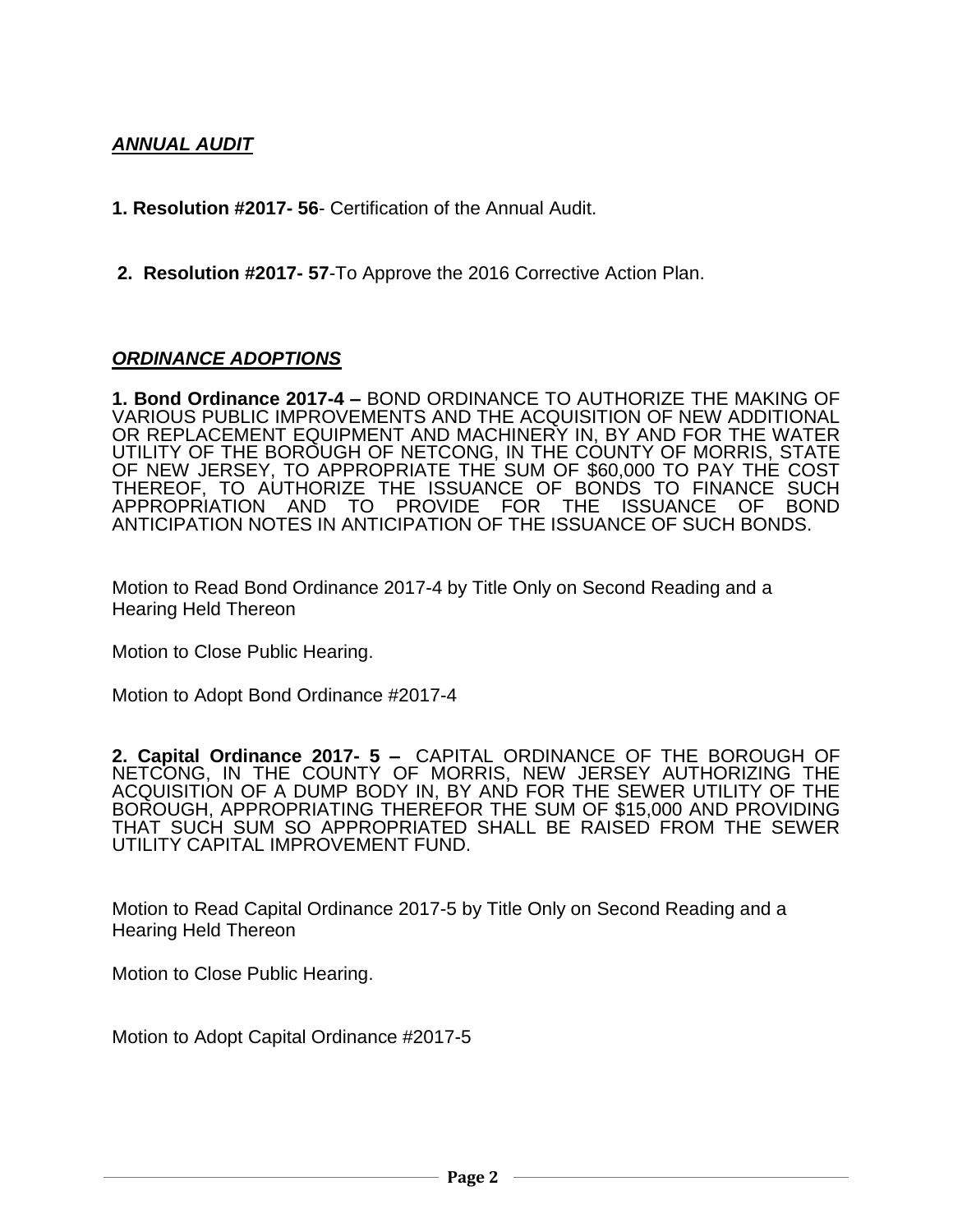## ***ANNUAL AUDIT***

**1. Resolution #2017- 56**- Certification of the Annual Audit.

**2. Resolution #2017- 57**-To Approve the 2016 Corrective Action Plan.

## ***ORDINANCE ADOPTIONS***

**1. Bond Ordinance 2017-4 –** BOND ORDINANCE TO AUTHORIZE THE MAKING OF VARIOUS PUBLIC IMPROVEMENTS AND THE ACQUISITION OF NEW ADDITIONAL OR REPLACEMENT EQUIPMENT AND MACHINERY IN, BY AND FOR THE WATER UTILITY OF THE BOROUGH OF NETCONG, IN THE COUNTY OF MORRIS, STATE OF NEW JERSEY, TO APPROPRIATE THE SUM OF $60,000 TO PAY THE COST THEREOF, TO AUTHORIZE THE ISSUANCE OF BONDS TO FINANCE SUCH APPROPRIATION AND TO PROVIDE FOR THE ISSUANCE OF BOND ANTICIPATION NOTES IN ANTICIPATION OF THE ISSUANCE OF SUCH BONDS.

Motion to Read Bond Ordinance 2017-4 by Title Only on Second Reading and a Hearing Held Thereon

Motion to Close Public Hearing.

Motion to Adopt Bond Ordinance #2017-4

**2. Capital Ordinance 2017- 5 –** CAPITAL ORDINANCE OF THE BOROUGH OF NETCONG, IN THE COUNTY OF MORRIS, NEW JERSEY AUTHORIZING THE ACQUISITION OF A DUMP BODY IN, BY AND FOR THE SEWER UTILITY OF THE BOROUGH, APPROPRIATING THEREFOR THE SUM OF $15,000 AND PROVIDING THAT SUCH SUM SO APPROPRIATED SHALL BE RAISED FROM THE SEWER UTILITY CAPITAL IMPROVEMENT FUND.

Motion to Read Capital Ordinance 2017-5 by Title Only on Second Reading and a Hearing Held Thereon

Motion to Close Public Hearing.

Motion to Adopt Capital Ordinance #2017-5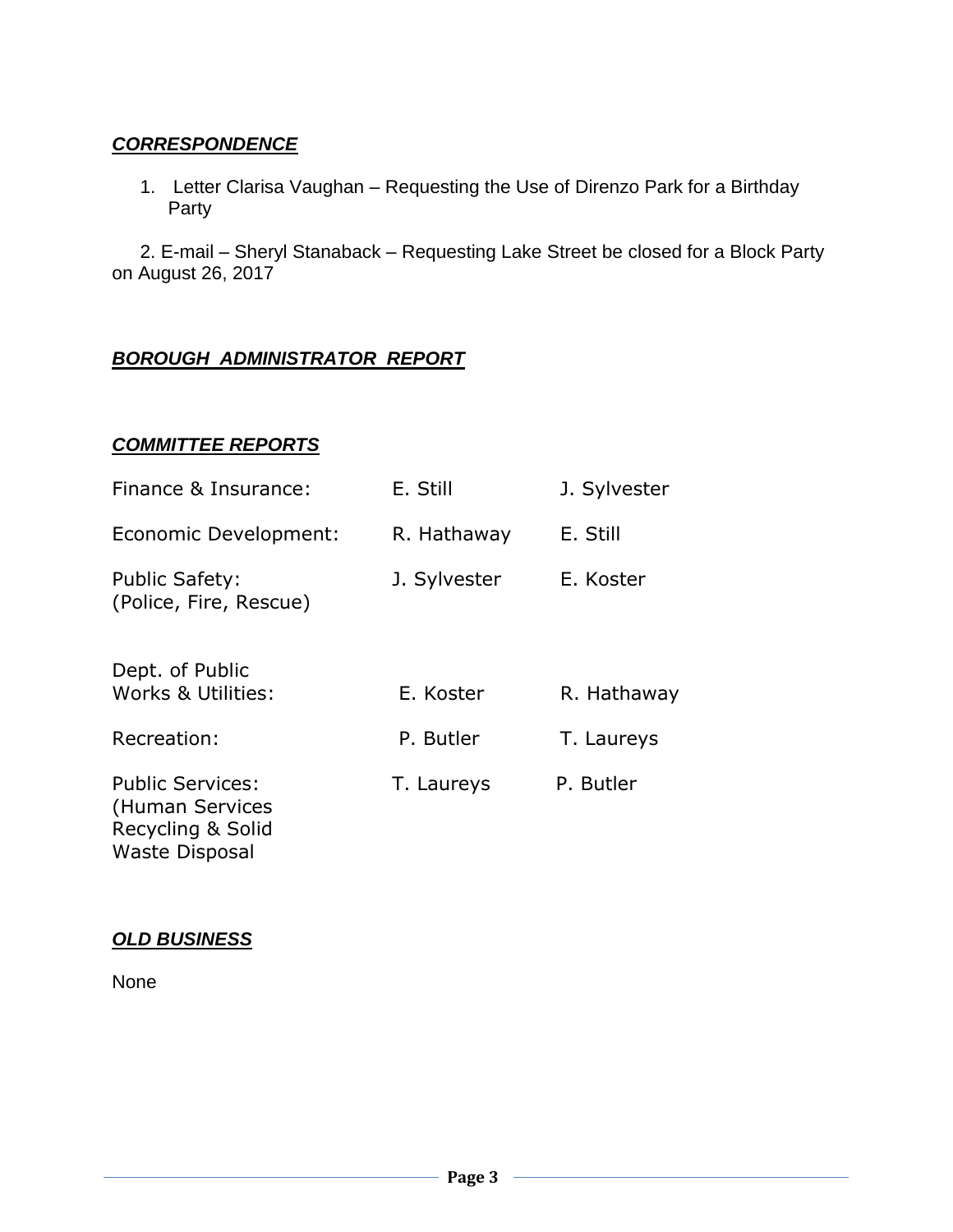### ***CORRESPONDENCE***

1. Letter Clarisa Vaughan – Requesting the Use of Direnzo Park for a Birthday Party

2. E-mail – Sheryl Stanaback – Requesting Lake Street be closed for a Block Party on August 26, 2017

### ***BOROUGH ADMINISTRATOR REPORT***

### ***COMMITTEE REPORTS***

| | | |
|---|---|---|
| Finance & Insurance: | E. Still | J. Sylvester |
| Economic Development: | R. Hathaway | E. Still |
| Public Safety: (Police, Fire, Rescue) | J. Sylvester | E. Koster |
| Dept. of Public Works & Utilities: | E. Koster | R. Hathaway |
| Recreation: | P. Butler | T. Laureys |
| Public Services: (Human Services Recycling & Solid Waste Disposal | T. Laureys | P. Butler |

### ***OLD BUSINESS***

None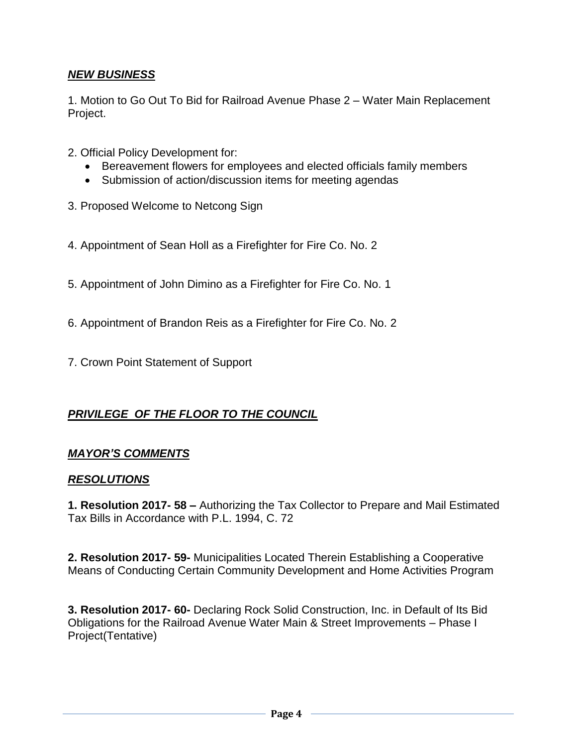## ***NEW BUSINESS***

1. Motion to Go Out To Bid for Railroad Avenue Phase 2 – Water Main Replacement Project.

2. Official Policy Development for:
   - Bereavement flowers for employees and elected officials family members
   - Submission of action/discussion items for meeting agendas

3. Proposed Welcome to Netcong Sign

4. Appointment of Sean Holl as a Firefighter for Fire Co. No. 2

5. Appointment of John Dimino as a Firefighter for Fire Co. No. 1

6. Appointment of Brandon Reis as a Firefighter for Fire Co. No. 2

7. Crown Point Statement of Support

## ***PRIVILEGE OF THE FLOOR TO THE COUNCIL***

## ***MAYOR'S COMMENTS***

## ***RESOLUTIONS***

**1. Resolution 2017- 58 –** Authorizing the Tax Collector to Prepare and Mail Estimated Tax Bills in Accordance with P.L. 1994, C. 72

**2. Resolution 2017- 59-** Municipalities Located Therein Establishing a Cooperative Means of Conducting Certain Community Development and Home Activities Program

**3. Resolution 2017- 60-** Declaring Rock Solid Construction, Inc. in Default of Its Bid Obligations for the Railroad Avenue Water Main & Street Improvements – Phase I Project(Tentative)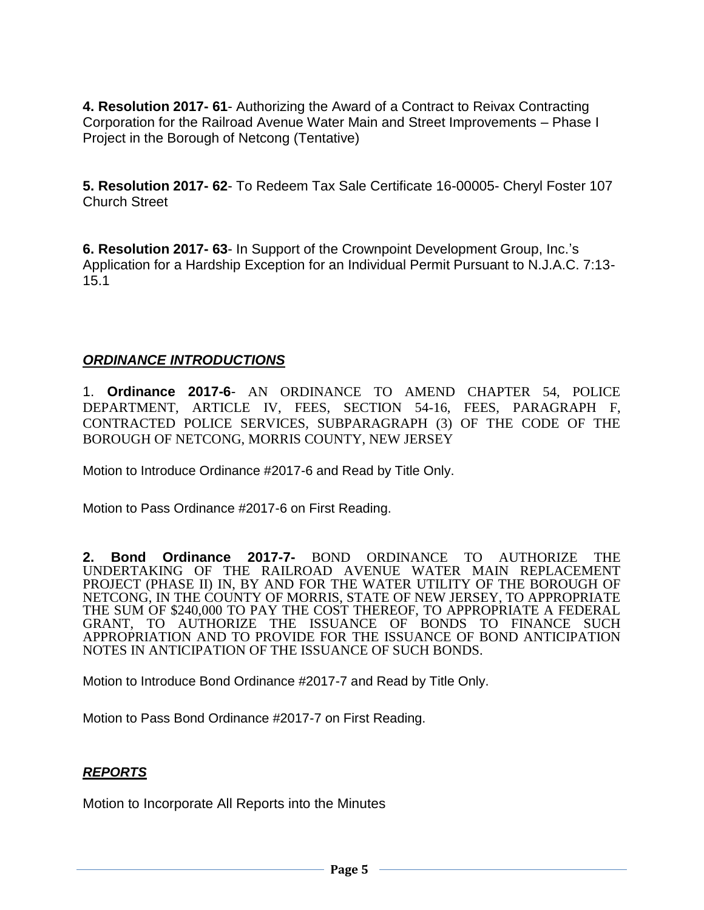**4. Resolution 2017- 61**- Authorizing the Award of a Contract to Reivax Contracting Corporation for the Railroad Avenue Water Main and Street Improvements – Phase I Project in the Borough of Netcong (Tentative)

**5. Resolution 2017- 62**- To Redeem Tax Sale Certificate 16-00005- Cheryl Foster 107 Church Street

**6. Resolution 2017- 63**- In Support of the Crownpoint Development Group, Inc.'s Application for a Hardship Exception for an Individual Permit Pursuant to N.J.A.C. 7:13-15.1

## ***ORDINANCE INTRODUCTIONS***

1. **Ordinance 2017-6**- AN ORDINANCE TO AMEND CHAPTER 54, POLICE DEPARTMENT, ARTICLE IV, FEES, SECTION 54-16, FEES, PARAGRAPH F, CONTRACTED POLICE SERVICES, SUBPARAGRAPH (3) OF THE CODE OF THE BOROUGH OF NETCONG, MORRIS COUNTY, NEW JERSEY

Motion to Introduce Ordinance #2017-6 and Read by Title Only.

Motion to Pass Ordinance #2017-6 on First Reading.

**2. Bond Ordinance 2017-7-** BOND ORDINANCE TO AUTHORIZE THE UNDERTAKING OF THE RAILROAD AVENUE WATER MAIN REPLACEMENT PROJECT (PHASE II) IN, BY AND FOR THE WATER UTILITY OF THE BOROUGH OF NETCONG, IN THE COUNTY OF MORRIS, STATE OF NEW JERSEY, TO APPROPRIATE THE SUM OF $240,000 TO PAY THE COST THEREOF, TO APPROPRIATE A FEDERAL GRANT, TO AUTHORIZE THE ISSUANCE OF BONDS TO FINANCE SUCH APPROPRIATION AND TO PROVIDE FOR THE ISSUANCE OF BOND ANTICIPATION NOTES IN ANTICIPATION OF THE ISSUANCE OF SUCH BONDS.

Motion to Introduce Bond Ordinance #2017-7 and Read by Title Only.

Motion to Pass Bond Ordinance #2017-7 on First Reading.

## ***REPORTS***

Motion to Incorporate All Reports into the Minutes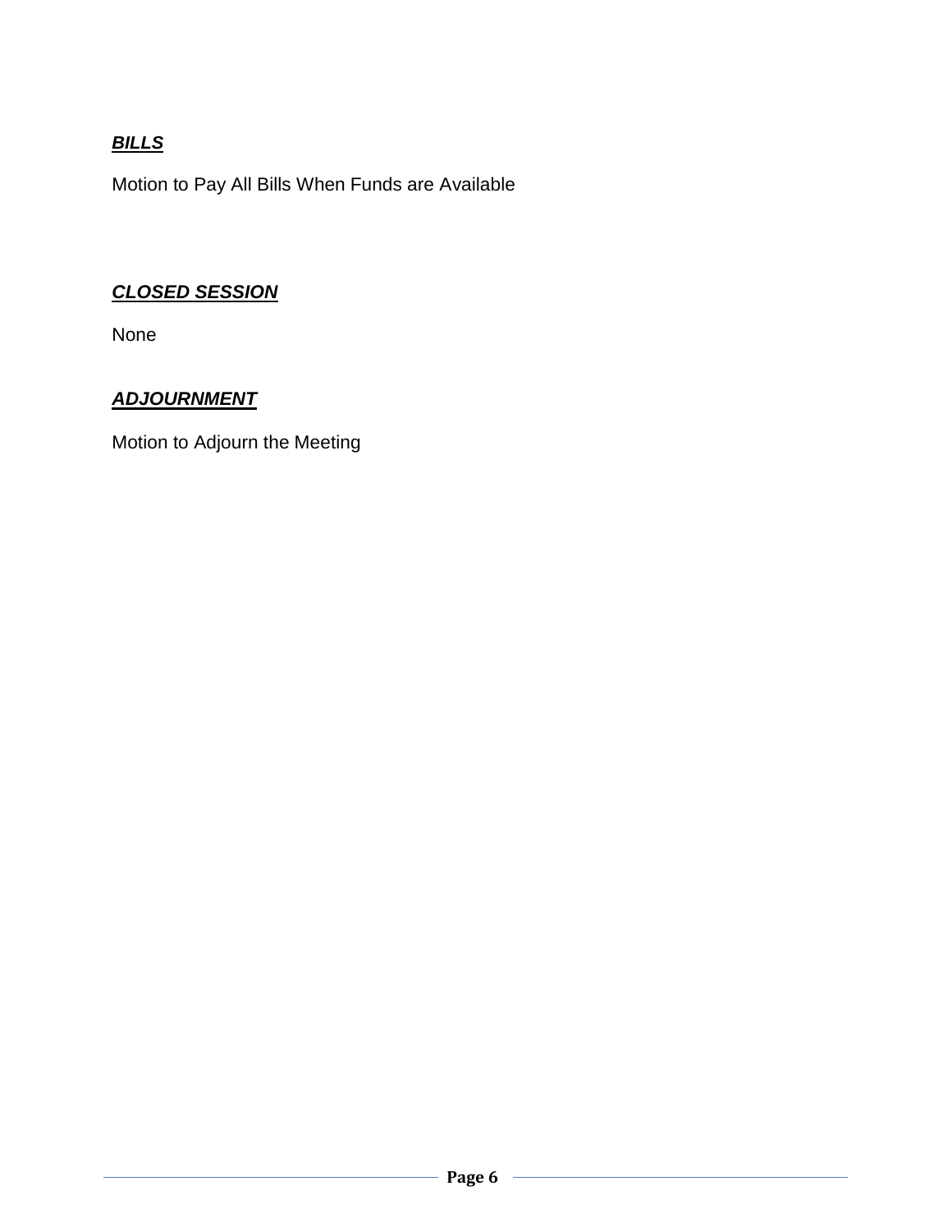***BILLS***

Motion to Pay All Bills When Funds are Available

***CLOSED SESSION***

None

***ADJOURNMENT***

Motion to Adjourn the Meeting